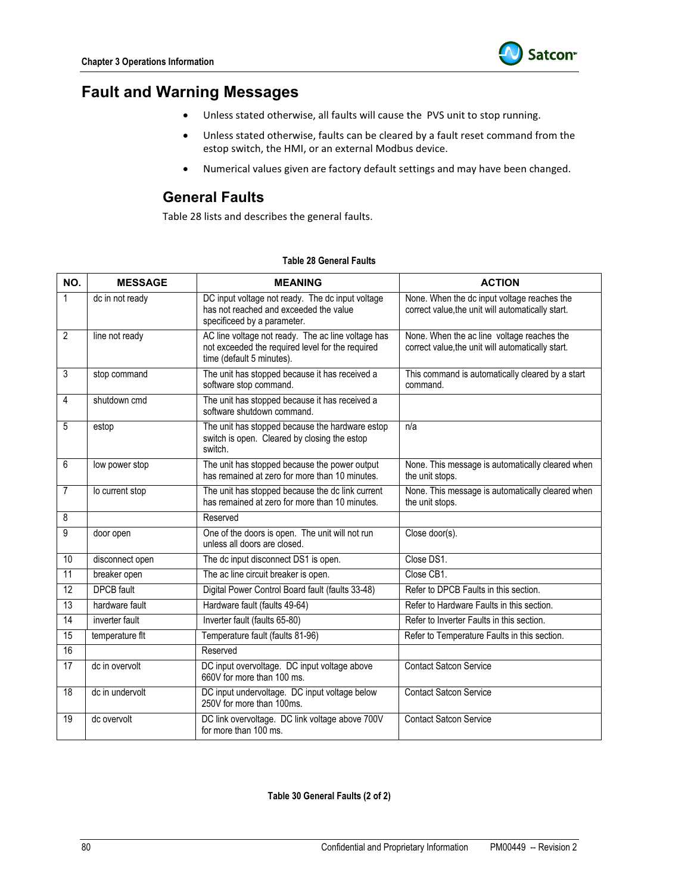# Fault and Warning Messages

- Unless stated otherwise, all faults will cause the PVS unit to stop running.
- Unless stated otherwise, faults can be cleared by a fault reset command from the estop switch, the HMI, or an external Modbus device.
- Numerical values given are factory default settings and may have been changed.

## General Faults

Table 28 lists and describes the general faults.

**Table 28 General Faults**

| NO. | MESSAGE | MEANING | ACTION |
|---|---|---|---|
| 1 | dc in not ready | DC input voltage not ready. The dc input voltage has not reached and exceeded the value specificeed by a parameter. | None. When the dc input voltage reaches the correct value,the unit will automatically start. |
| 2 | line not ready | AC line voltage not ready. The ac line voltage has not exceeded the required level for the required time (default 5 minutes). | None. When the ac line voltage reaches the correct value,the unit will automatically start. |
| 3 | stop command | The unit has stopped because it has received a software stop command. | This command is automatically cleared by a start command. |
| 4 | shutdown cmd | The unit has stopped because it has received a software shutdown command. | |
| 5 | estop | The unit has stopped because the hardware estop switch is open. Cleared by closing the estop switch. | n/a |
| 6 | low power stop | The unit has stopped because the power output has remained at zero for more than 10 minutes. | None. This message is automatically cleared when the unit stops. |
| 7 | lo current stop | The unit has stopped because the dc link current has remained at zero for more than 10 minutes. | None. This message is automatically cleared when the unit stops. |
| 8 | | Reserved | |
| 9 | door open | One of the doors is open. The unit will not run unless all doors are closed. | Close door(s). |
| 10 | disconnect open | The dc input disconnect DS1 is open. | Close DS1. |
| 11 | breaker open | The ac line circuit breaker is open. | Close CB1. |
| 12 | DPCB fault | Digital Power Control Board fault (faults 33-48) | Refer to DPCB Faults in this section. |
| 13 | hardware fault | Hardware fault (faults 49-64) | Refer to Hardware Faults in this section. |
| 14 | inverter fault | Inverter fault (faults 65-80) | Refer to Inverter Faults in this section. |
| 15 | temperature flt | Temperature fault (faults 81-96) | Refer to Temperature Faults in this section. |
| 16 | | Reserved | |
| 17 | dc in overvolt | DC input overvoltage. DC input voltage above 660V for more than 100 ms. | Contact Satcon Service |
| 18 | dc in undervolt | DC input undervoltage. DC input voltage below 250V for more than 100ms. | Contact Satcon Service |
| 19 | dc overvolt | DC link overvoltage. DC link voltage above 700V for more than 100 ms. | Contact Satcon Service |

**Table 30 General Faults (2 of 2)**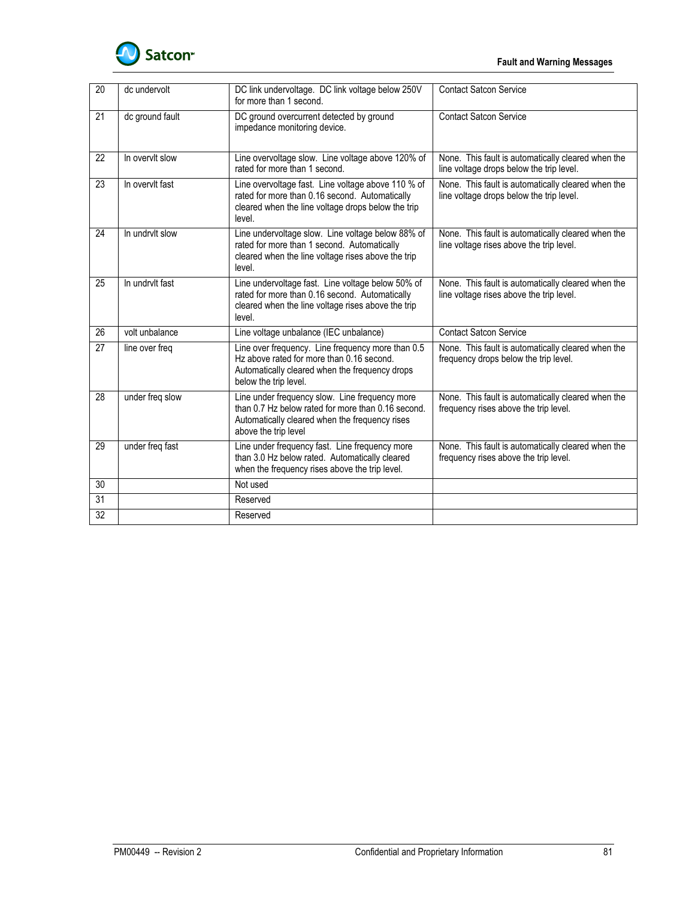| 20 | dc undervolt | DC link undervoltage. DC link voltage below 250V for more than 1 second. | Contact Satcon Service |
|---|---|---|---|
| 21 | dc ground fault | DC ground overcurrent detected by ground impedance monitoring device. | Contact Satcon Service |
| 22 | ln overvlt slow | Line overvoltage slow. Line voltage above 120% of rated for more than 1 second. | None. This fault is automatically cleared when the line voltage drops below the trip level. |
| 23 | ln overvlt fast | Line overvoltage fast. Line voltage above 110 % of rated for more than 0.16 second. Automatically cleared when the line voltage drops below the trip level. | None. This fault is automatically cleared when the line voltage drops below the trip level. |
| 24 | ln undrvlt slow | Line undervoltage slow. Line voltage below 88% of rated for more than 1 second. Automatically cleared when the line voltage rises above the trip level. | None. This fault is automatically cleared when the line voltage rises above the trip level. |
| 25 | ln undrvlt fast | Line undervoltage fast. Line voltage below 50% of rated for more than 0.16 second. Automatically cleared when the line voltage rises above the trip level. | None. This fault is automatically cleared when the line voltage rises above the trip level. |
| 26 | volt unbalance | Line voltage unbalance (IEC unbalance) | Contact Satcon Service |
| 27 | line over freq | Line over frequency. Line frequency more than 0.5 Hz above rated for more than 0.16 second. Automatically cleared when the frequency drops below the trip level. | None. This fault is automatically cleared when the frequency drops below the trip level. |
| 28 | under freq slow | Line under frequency slow. Line frequency more than 0.7 Hz below rated for more than 0.16 second. Automatically cleared when the frequency rises above the trip level | None. This fault is automatically cleared when the frequency rises above the trip level. |
| 29 | under freq fast | Line under frequency fast. Line frequency more than 3.0 Hz below rated. Automatically cleared when the frequency rises above the trip level. | None. This fault is automatically cleared when the frequency rises above the trip level. |
| 30 | | Not used | |
| 31 | | Reserved | |
| 32 | | Reserved | |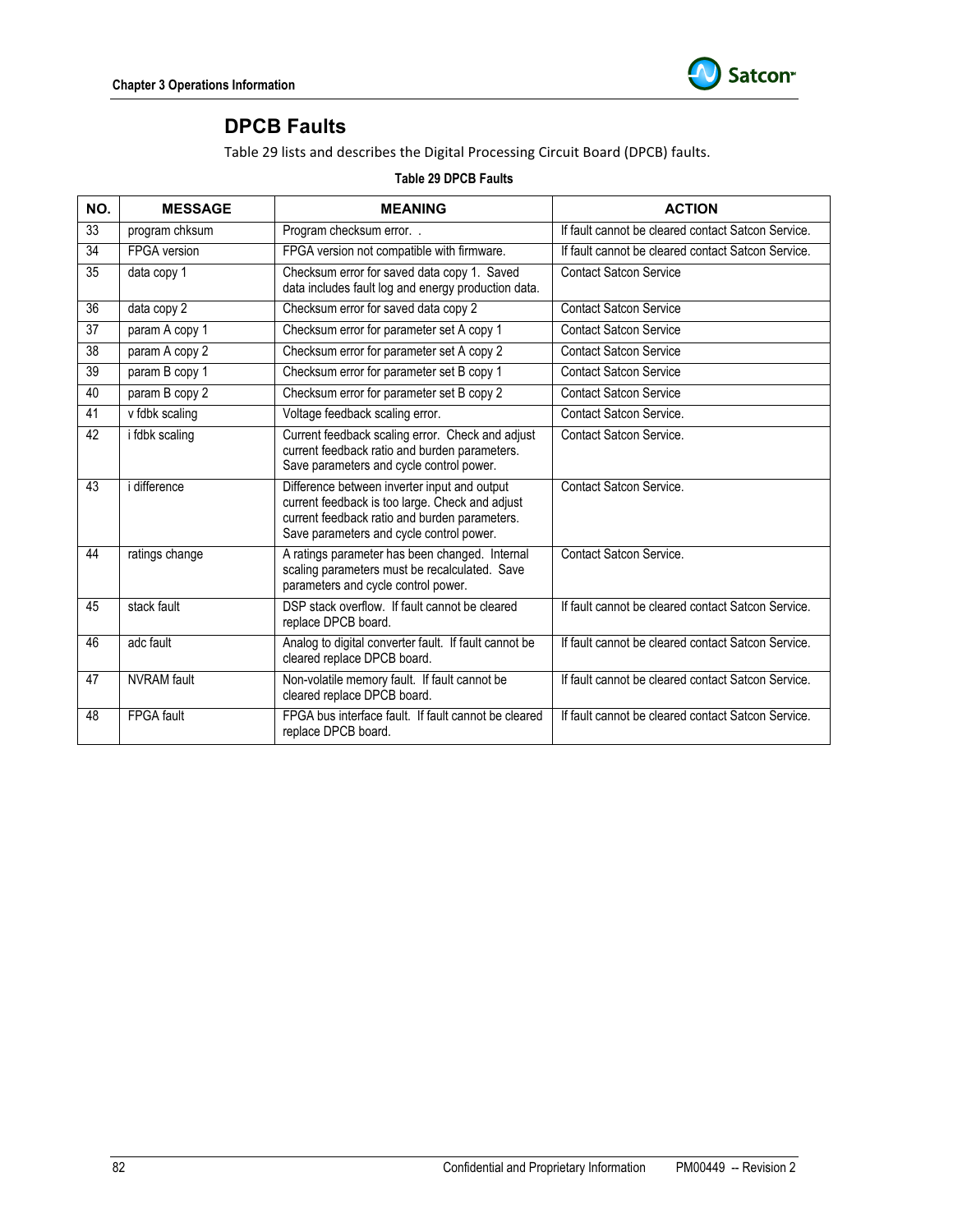## DPCB Faults

Table 29 lists and describes the Digital Processing Circuit Board (DPCB) faults.

**Table 29 DPCB Faults**

| NO. | MESSAGE | MEANING | ACTION |
|---|---|---|---|
| 33 | program chksum | Program checksum error. . | If fault cannot be cleared contact Satcon Service. |
| 34 | FPGA version | FPGA version not compatible with firmware. | If fault cannot be cleared contact Satcon Service. |
| 35 | data copy 1 | Checksum error for saved data copy 1. Saved data includes fault log and energy production data. | Contact Satcon Service |
| 36 | data copy 2 | Checksum error for saved data copy 2 | Contact Satcon Service |
| 37 | param A copy 1 | Checksum error for parameter set A copy 1 | Contact Satcon Service |
| 38 | param A copy 2 | Checksum error for parameter set A copy 2 | Contact Satcon Service |
| 39 | param B copy 1 | Checksum error for parameter set B copy 1 | Contact Satcon Service |
| 40 | param B copy 2 | Checksum error for parameter set B copy 2 | Contact Satcon Service |
| 41 | v fdbk scaling | Voltage feedback scaling error. | Contact Satcon Service. |
| 42 | i fdbk scaling | Current feedback scaling error. Check and adjust current feedback ratio and burden parameters. Save parameters and cycle control power. | Contact Satcon Service. |
| 43 | i difference | Difference between inverter input and output current feedback is too large. Check and adjust current feedback ratio and burden parameters. Save parameters and cycle control power. | Contact Satcon Service. |
| 44 | ratings change | A ratings parameter has been changed. Internal scaling parameters must be recalculated. Save parameters and cycle control power. | Contact Satcon Service. |
| 45 | stack fault | DSP stack overflow. If fault cannot be cleared replace DPCB board. | If fault cannot be cleared contact Satcon Service. |
| 46 | adc fault | Analog to digital converter fault. If fault cannot be cleared replace DPCB board. | If fault cannot be cleared contact Satcon Service. |
| 47 | NVRAM fault | Non-volatile memory fault. If fault cannot be cleared replace DPCB board. | If fault cannot be cleared contact Satcon Service. |
| 48 | FPGA fault | FPGA bus interface fault. If fault cannot be cleared replace DPCB board. | If fault cannot be cleared contact Satcon Service. |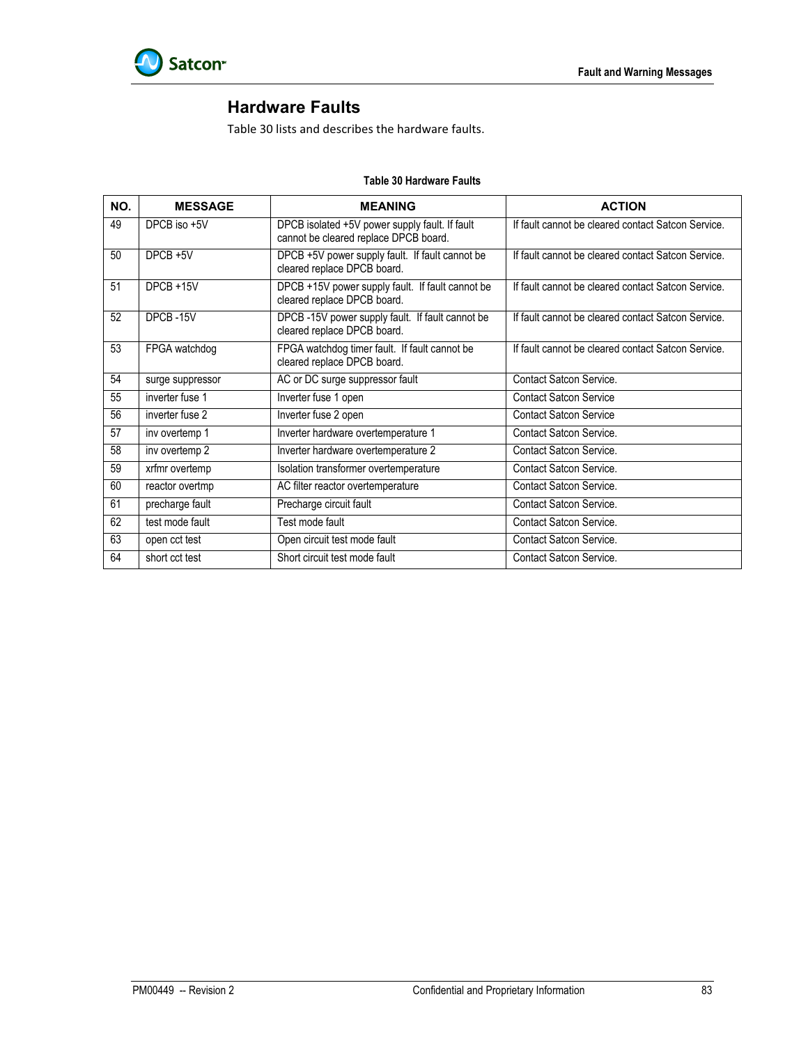## Hardware Faults

Table 30 lists and describes the hardware faults.

**Table 30 Hardware Faults**

| NO. | MESSAGE | MEANING | ACTION |
|---|---|---|---|
| 49 | DPCB iso +5V | DPCB isolated +5V power supply fault. If fault cannot be cleared replace DPCB board. | If fault cannot be cleared contact Satcon Service. |
| 50 | DPCB +5V | DPCB +5V power supply fault. If fault cannot be cleared replace DPCB board. | If fault cannot be cleared contact Satcon Service. |
| 51 | DPCB +15V | DPCB +15V power supply fault. If fault cannot be cleared replace DPCB board. | If fault cannot be cleared contact Satcon Service. |
| 52 | DPCB -15V | DPCB -15V power supply fault. If fault cannot be cleared replace DPCB board. | If fault cannot be cleared contact Satcon Service. |
| 53 | FPGA watchdog | FPGA watchdog timer fault. If fault cannot be cleared replace DPCB board. | If fault cannot be cleared contact Satcon Service. |
| 54 | surge suppressor | AC or DC surge suppressor fault | Contact Satcon Service. |
| 55 | inverter fuse 1 | Inverter fuse 1 open | Contact Satcon Service |
| 56 | inverter fuse 2 | Inverter fuse 2 open | Contact Satcon Service |
| 57 | inv overtemp 1 | Inverter hardware overtemperature 1 | Contact Satcon Service. |
| 58 | inv overtemp 2 | Inverter hardware overtemperature 2 | Contact Satcon Service. |
| 59 | xrfmr overtemp | Isolation transformer overtemperature | Contact Satcon Service. |
| 60 | reactor overtmp | AC filter reactor overtemperature | Contact Satcon Service. |
| 61 | precharge fault | Precharge circuit fault | Contact Satcon Service. |
| 62 | test mode fault | Test mode fault | Contact Satcon Service. |
| 63 | open cct test | Open circuit test mode fault | Contact Satcon Service. |
| 64 | short cct test | Short circuit test mode fault | Contact Satcon Service. |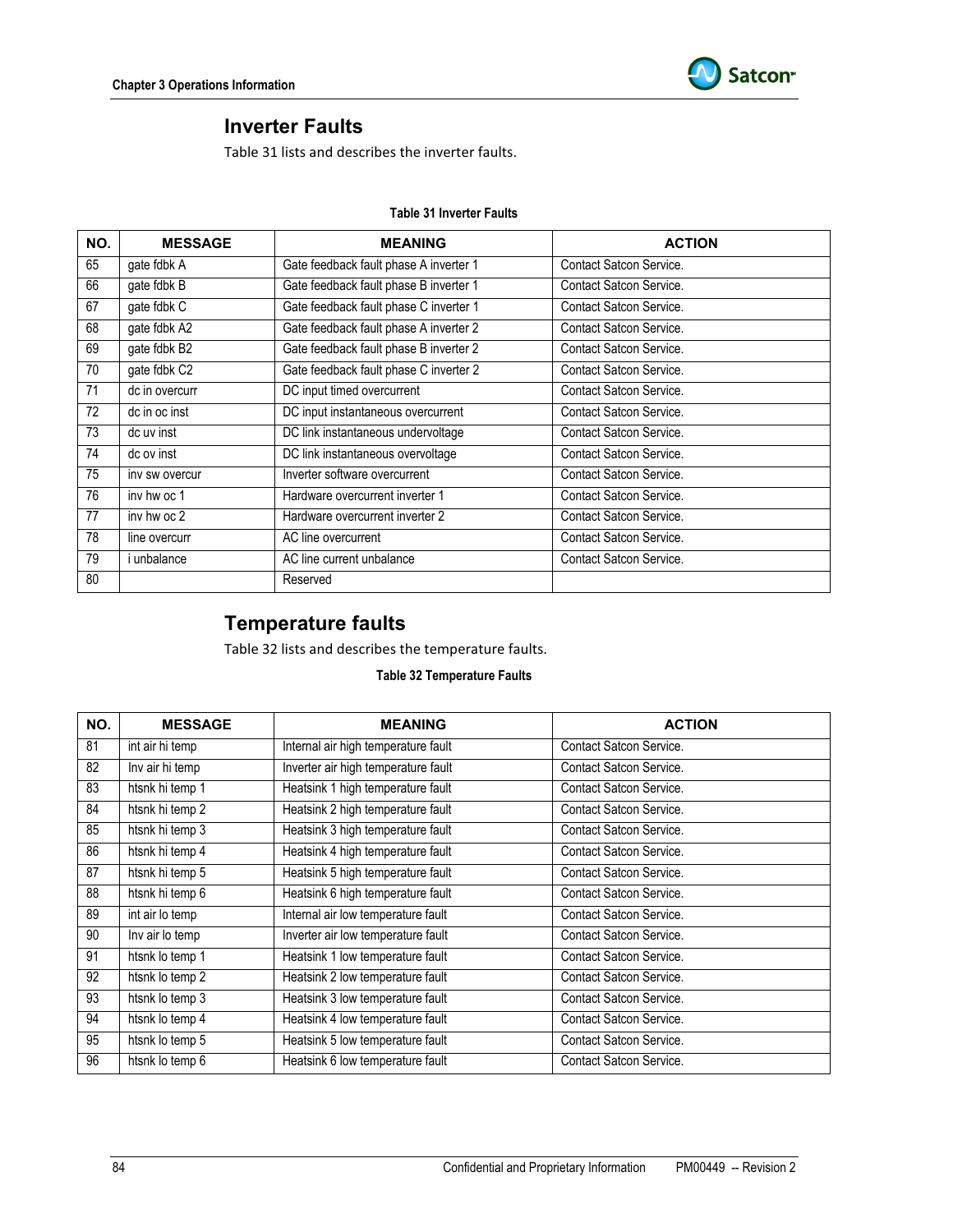## Inverter Faults

Table 31 lists and describes the inverter faults.

**Table 31 Inverter Faults**

| NO. | MESSAGE | MEANING | ACTION |
|---|---|---|---|
| 65 | gate fdbk A | Gate feedback fault phase A inverter 1 | Contact Satcon Service. |
| 66 | gate fdbk B | Gate feedback fault phase B inverter 1 | Contact Satcon Service. |
| 67 | gate fdbk C | Gate feedback fault phase C inverter 1 | Contact Satcon Service. |
| 68 | gate fdbk A2 | Gate feedback fault phase A inverter 2 | Contact Satcon Service. |
| 69 | gate fdbk B2 | Gate feedback fault phase B inverter 2 | Contact Satcon Service. |
| 70 | gate fdbk C2 | Gate feedback fault phase C inverter 2 | Contact Satcon Service. |
| 71 | dc in overcurr | DC input timed overcurrent | Contact Satcon Service. |
| 72 | dc in oc inst | DC input instantaneous overcurrent | Contact Satcon Service. |
| 73 | dc uv inst | DC link instantaneous undervoltage | Contact Satcon Service. |
| 74 | dc ov inst | DC link instantaneous overvoltage | Contact Satcon Service. |
| 75 | inv sw overcur | Inverter software overcurrent | Contact Satcon Service. |
| 76 | inv hw oc 1 | Hardware overcurrent inverter 1 | Contact Satcon Service. |
| 77 | inv hw oc 2 | Hardware overcurrent inverter 2 | Contact Satcon Service. |
| 78 | line overcurr | AC line overcurrent | Contact Satcon Service. |
| 79 | i unbalance | AC line current unbalance | Contact Satcon Service. |
| 80 | | Reserved | |

## Temperature faults

Table 32 lists and describes the temperature faults.

**Table 32 Temperature Faults**

| NO. | MESSAGE | MEANING | ACTION |
|---|---|---|---|
| 81 | int air hi temp | Internal air high temperature fault | Contact Satcon Service. |
| 82 | Inv air hi temp | Inverter air high temperature fault | Contact Satcon Service. |
| 83 | htsnk hi temp 1 | Heatsink 1 high temperature fault | Contact Satcon Service. |
| 84 | htsnk hi temp 2 | Heatsink 2 high temperature fault | Contact Satcon Service. |
| 85 | htsnk hi temp 3 | Heatsink 3 high temperature fault | Contact Satcon Service. |
| 86 | htsnk hi temp 4 | Heatsink 4 high temperature fault | Contact Satcon Service. |
| 87 | htsnk hi temp 5 | Heatsink 5 high temperature fault | Contact Satcon Service. |
| 88 | htsnk hi temp 6 | Heatsink 6 high temperature fault | Contact Satcon Service. |
| 89 | int air lo temp | Internal air low temperature fault | Contact Satcon Service. |
| 90 | Inv air lo temp | Inverter air low temperature fault | Contact Satcon Service. |
| 91 | htsnk lo temp 1 | Heatsink 1 low temperature fault | Contact Satcon Service. |
| 92 | htsnk lo temp 2 | Heatsink 2 low temperature fault | Contact Satcon Service. |
| 93 | htsnk lo temp 3 | Heatsink 3 low temperature fault | Contact Satcon Service. |
| 94 | htsnk lo temp 4 | Heatsink 4 low temperature fault | Contact Satcon Service. |
| 95 | htsnk lo temp 5 | Heatsink 5 low temperature fault | Contact Satcon Service. |
| 96 | htsnk lo temp 6 | Heatsink 6 low temperature fault | Contact Satcon Service. |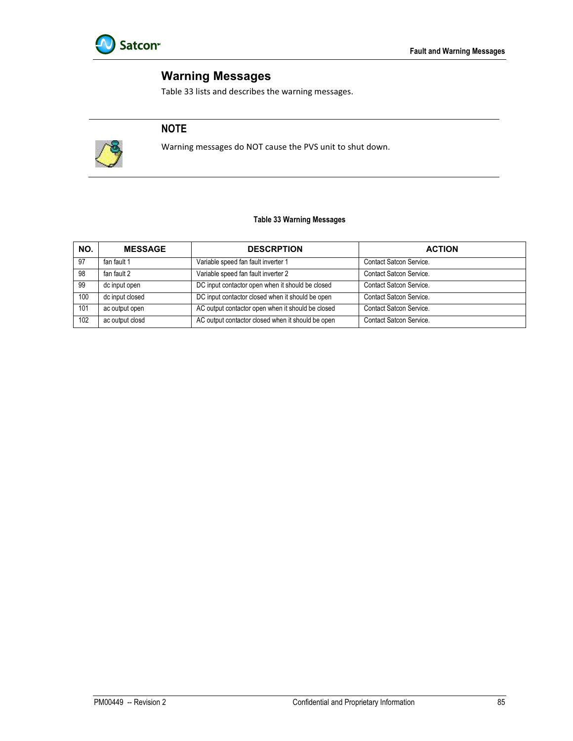## Warning Messages

Table 33 lists and describes the warning messages.

### NOTE

Warning messages do NOT cause the PVS unit to shut down.

**Table 33 Warning Messages**

| NO. | MESSAGE | DESCRPTION | ACTION |
|---|---|---|---|
| 97 | fan fault 1 | Variable speed fan fault inverter 1 | Contact Satcon Service. |
| 98 | fan fault 2 | Variable speed fan fault inverter 2 | Contact Satcon Service. |
| 99 | dc input open | DC input contactor open when it should be closed | Contact Satcon Service. |
| 100 | dc input closed | DC input contactor closed when it should be open | Contact Satcon Service. |
| 101 | ac output open | AC output contactor open when it should be closed | Contact Satcon Service. |
| 102 | ac output closd | AC output contactor closed when it should be open | Contact Satcon Service. |